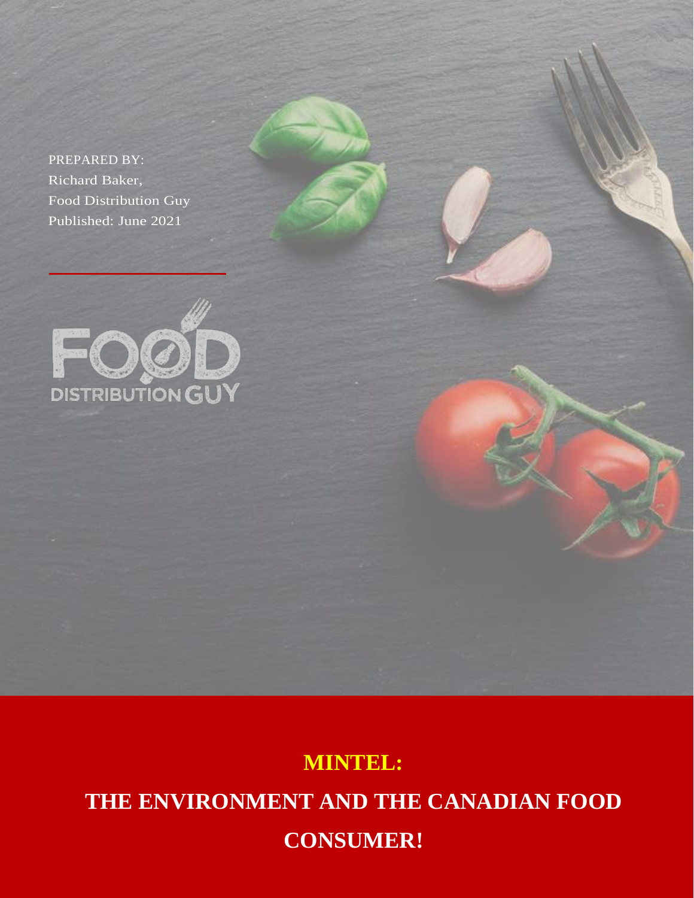PREPARED BY:
Richard Baker,
Food Distribution Guy
Published: June 2021

FOOD DISTRIBUTION GUY

# MINTEL:

# THE ENVIRONMENT AND THE CANADIAN FOOD CONSUMER!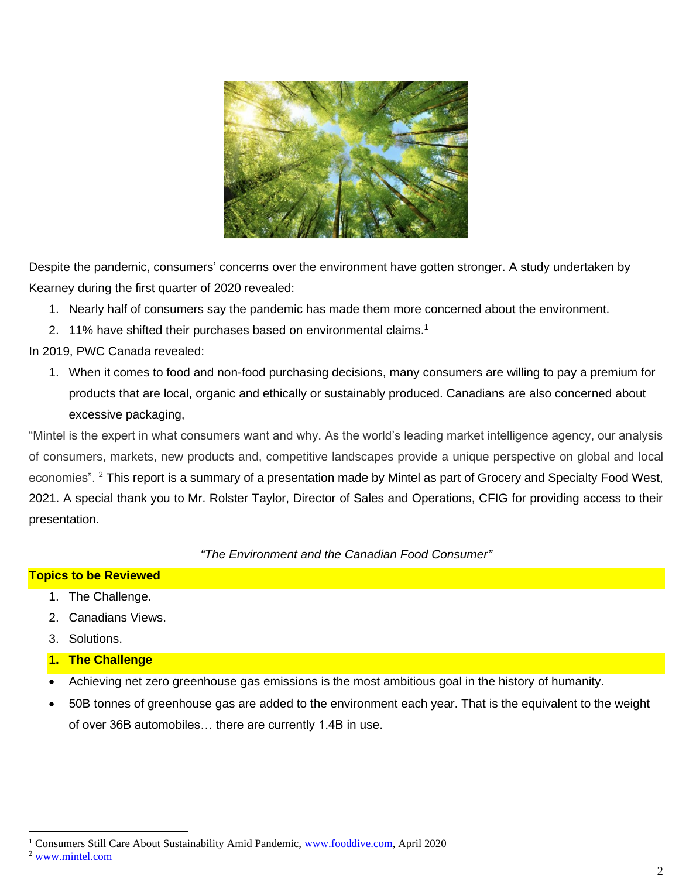Despite the pandemic, consumers' concerns over the environment have gotten stronger. A study undertaken by Kearney during the first quarter of 2020 revealed:

1. Nearly half of consumers say the pandemic has made them more concerned about the environment.
2. 11% have shifted their purchases based on environmental claims.[1]

In 2019, PWC Canada revealed:

1. When it comes to food and non-food purchasing decisions, many consumers are willing to pay a premium for products that are local, organic and ethically or sustainably produced. Canadians are also concerned about excessive packaging,

"Mintel is the expert in what consumers want and why. As the world's leading market intelligence agency, our analysis of consumers, markets, new products and, competitive landscapes provide a unique perspective on global and local economies".[2] This report is a summary of a presentation made by Mintel as part of Grocery and Specialty Food West, 2021. A special thank you to Mr. Rolster Taylor, Director of Sales and Operations, CFIG for providing access to their presentation.

*"The Environment and the Canadian Food Consumer"*

**Topics to be Reviewed**

1. The Challenge.
2. Canadians Views.
3. Solutions.

**1. The Challenge**

- Achieving net zero greenhouse gas emissions is the most ambitious goal in the history of humanity.
- 50B tonnes of greenhouse gas are added to the environment each year. That is the equivalent to the weight of over 36B automobiles… there are currently 1.4B in use.

---

[1] Consumers Still Care About Sustainability Amid Pandemic, www.fooddive.com, April 2020

[2] www.mintel.com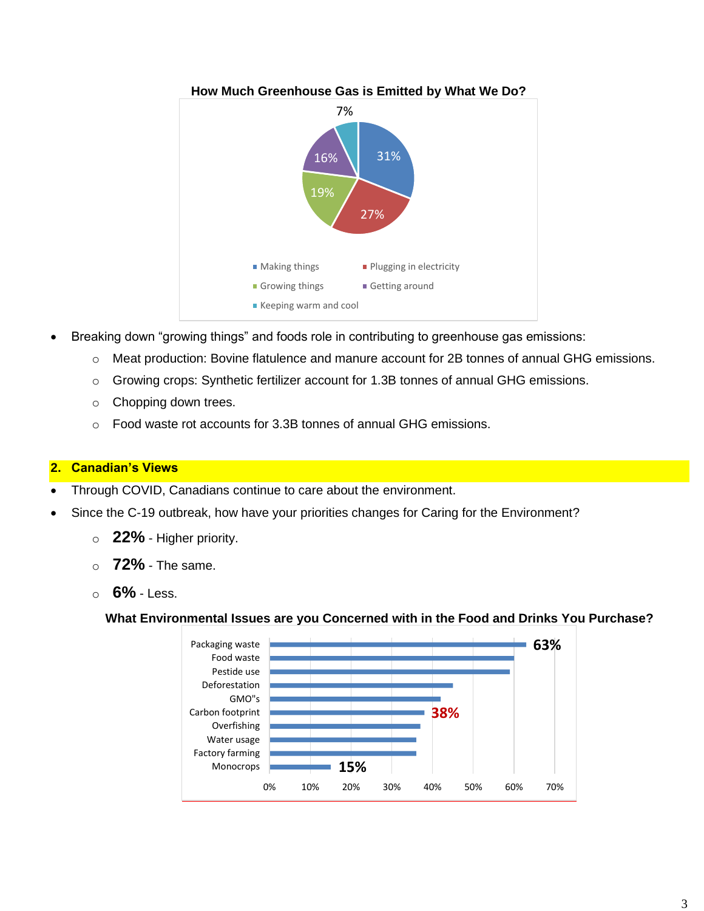**How Much Greenhouse Gas is Emitted by What We Do?**

| Category | Share |
|---|---|
| Making things | 31% |
| Plugging in electricity | 27% |
| Growing things | 19% |
| Getting around | 16% |
| Keeping warm and cool | 7% |

- Breaking down "growing things" and foods role in contributing to greenhouse gas emissions:
  - Meat production: Bovine flatulence and manure account for 2B tonnes of annual GHG emissions.
  - Growing crops: Synthetic fertilizer account for 1.3B tonnes of annual GHG emissions.
  - Chopping down trees.
  - Food waste rot accounts for 3.3B tonnes of annual GHG emissions.

## 2. Canadian's Views

- Through COVID, Canadians continue to care about the environment.
- Since the C-19 outbreak, how have your priorities changes for Caring for the Environment?
  - **22%** - Higher priority.
  - **72%** - The same.
  - **6%** - Less.

**What Environmental Issues are you Concerned with in the Food and Drinks You Purchase?**

| Issue | Share |
|---|---|
| Packaging waste | 63% |
| Food waste | |
| Pestide use | |
| Deforestation | |
| GMO"s | |
| Carbon footprint | 38% |
| Overfishing | |
| Water usage | |
| Factory farming | |
| Monocrops | 15% |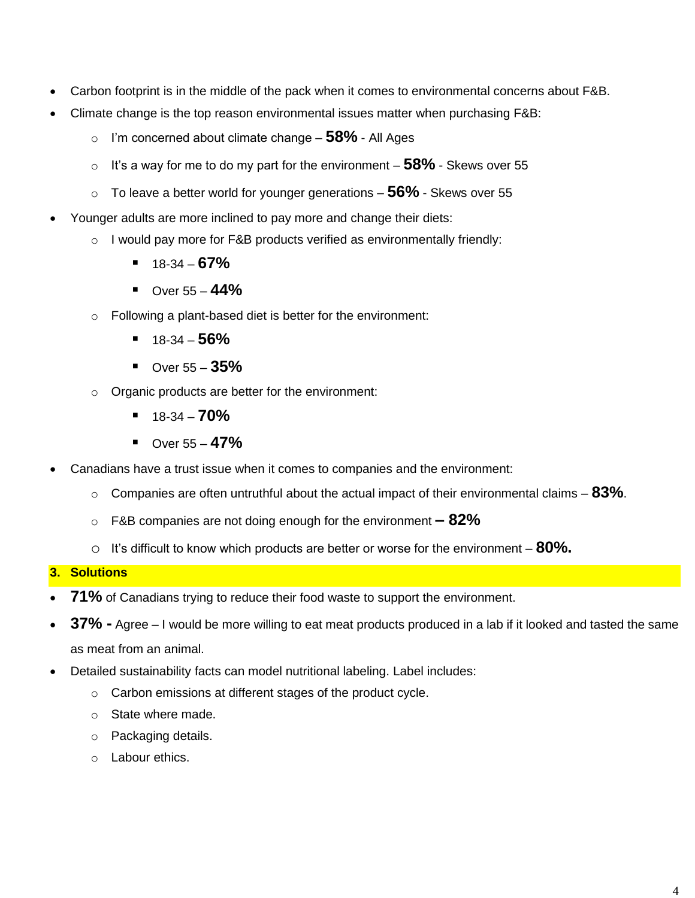- Carbon footprint is in the middle of the pack when it comes to environmental concerns about F&B.
- Climate change is the top reason environmental issues matter when purchasing F&B:
  - I'm concerned about climate change – **58%** - All Ages
  - It's a way for me to do my part for the environment – **58%** - Skews over 55
  - To leave a better world for younger generations – **56%** - Skews over 55
- Younger adults are more inclined to pay more and change their diets:
  - I would pay more for F&B products verified as environmentally friendly:
    - 18-34 – **67%**
    - Over 55 – **44%**
  - Following a plant-based diet is better for the environment:
    - 18-34 – **56%**
    - Over 55 – **35%**
  - Organic products are better for the environment:
    - 18-34 – **70%**
    - Over 55 – **47%**
- Canadians have a trust issue when it comes to companies and the environment:
  - Companies are often untruthful about the actual impact of their environmental claims – **83%**.
  - F&B companies are not doing enough for the environment **– 82%**
  - It's difficult to know which products are better or worse for the environment – **80%.**

## 3. Solutions

- **71%** of Canadians trying to reduce their food waste to support the environment.
- **37% -** Agree – I would be more willing to eat meat products produced in a lab if it looked and tasted the same as meat from an animal.
- Detailed sustainability facts can model nutritional labeling. Label includes:
  - Carbon emissions at different stages of the product cycle.
  - State where made.
  - Packaging details.
  - Labour ethics.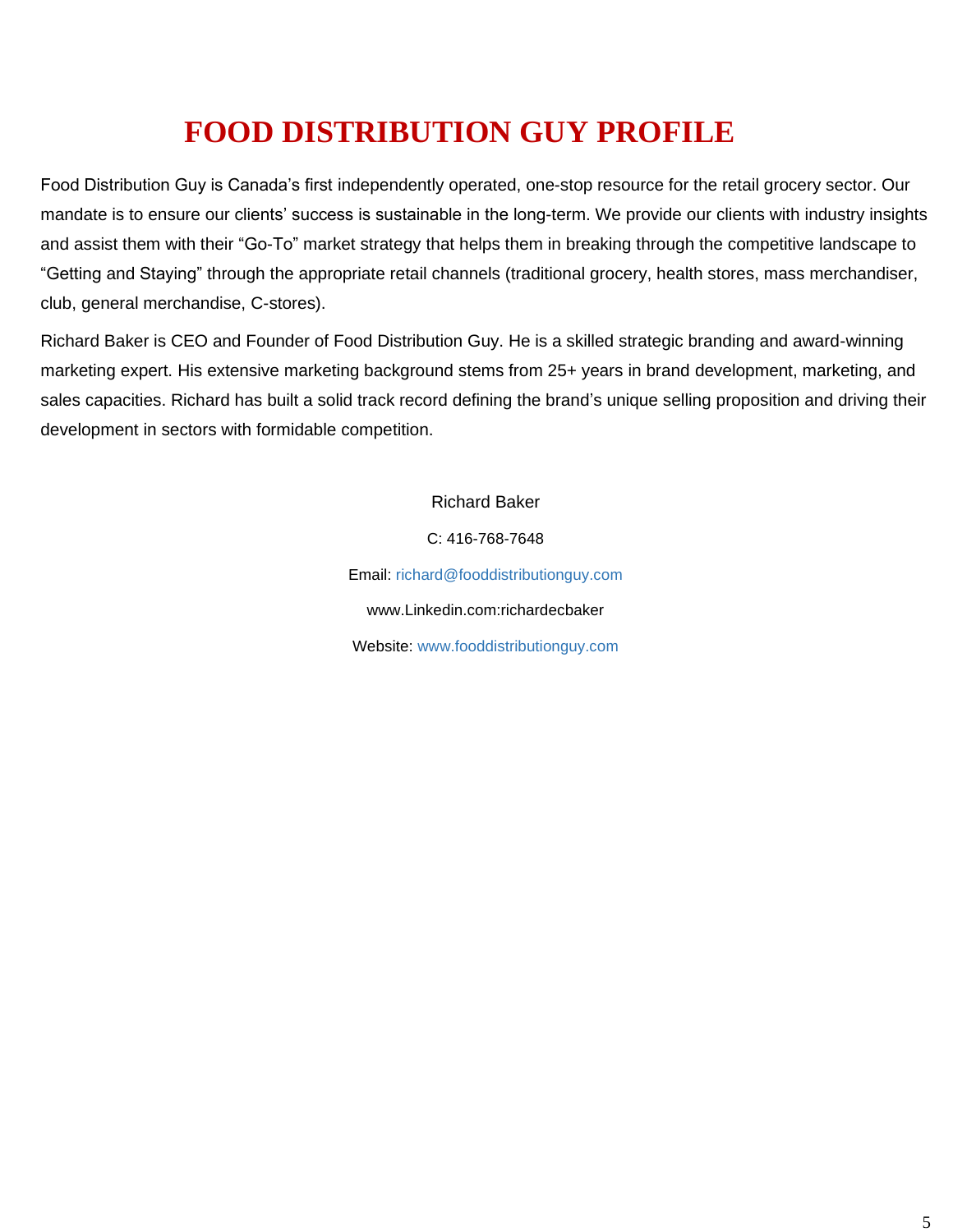# FOOD DISTRIBUTION GUY PROFILE

Food Distribution Guy is Canada's first independently operated, one-stop resource for the retail grocery sector. Our mandate is to ensure our clients' success is sustainable in the long-term. We provide our clients with industry insights and assist them with their "Go-To" market strategy that helps them in breaking through the competitive landscape to "Getting and Staying" through the appropriate retail channels (traditional grocery, health stores, mass merchandiser, club, general merchandise, C-stores).

Richard Baker is CEO and Founder of Food Distribution Guy. He is a skilled strategic branding and award-winning marketing expert. His extensive marketing background stems from 25+ years in brand development, marketing, and sales capacities. Richard has built a solid track record defining the brand's unique selling proposition and driving their development in sectors with formidable competition.

Richard Baker

C: 416-768-7648

Email: richard@fooddistributionguy.com

www.Linkedin.com:richardecbaker

Website: www.fooddistributionguy.com